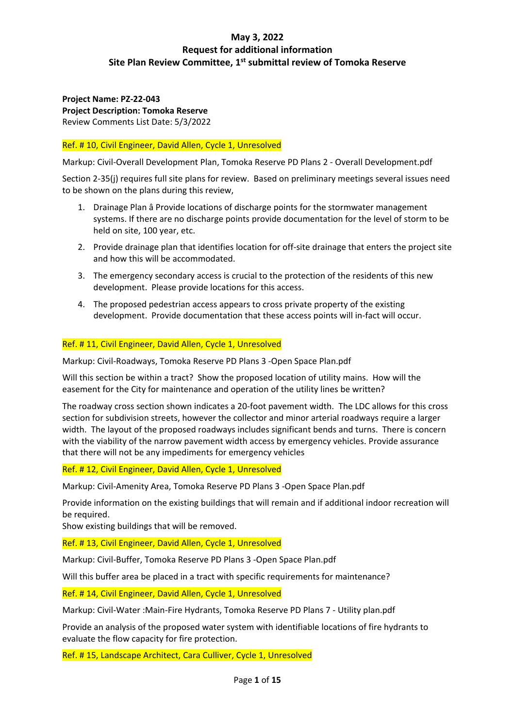**May 3, 2022**
**Request for additional information**
**Site Plan Review Committee, 1st submittal review of Tomoka Reserve**

**Project Name: PZ-22-043**
**Project Description: Tomoka Reserve**
Review Comments List Date: 5/3/2022

Ref. # 10, Civil Engineer, David Allen, Cycle 1, Unresolved

Markup: Civil-Overall Development Plan, Tomoka Reserve PD Plans 2 - Overall Development.pdf

Section 2-35(j) requires full site plans for review. Based on preliminary meetings several issues need to be shown on the plans during this review,

1. Drainage Plan â Provide locations of discharge points for the stormwater management systems. If there are no discharge points provide documentation for the level of storm to be held on site, 100 year, etc.
2. Provide drainage plan that identifies location for off-site drainage that enters the project site and how this will be accommodated.
3. The emergency secondary access is crucial to the protection of the residents of this new development. Please provide locations for this access.
4. The proposed pedestrian access appears to cross private property of the existing development. Provide documentation that these access points will in-fact will occur.

Ref. # 11, Civil Engineer, David Allen, Cycle 1, Unresolved

Markup: Civil-Roadways, Tomoka Reserve PD Plans 3 -Open Space Plan.pdf

Will this section be within a tract? Show the proposed location of utility mains. How will the easement for the City for maintenance and operation of the utility lines be written?

The roadway cross section shown indicates a 20-foot pavement width. The LDC allows for this cross section for subdivision streets, however the collector and minor arterial roadways require a larger width. The layout of the proposed roadways includes significant bends and turns. There is concern with the viability of the narrow pavement width access by emergency vehicles. Provide assurance that there will not be any impediments for emergency vehicles

Ref. # 12, Civil Engineer, David Allen, Cycle 1, Unresolved

Markup: Civil-Amenity Area, Tomoka Reserve PD Plans 3 -Open Space Plan.pdf

Provide information on the existing buildings that will remain and if additional indoor recreation will be required.
Show existing buildings that will be removed.

Ref. # 13, Civil Engineer, David Allen, Cycle 1, Unresolved

Markup: Civil-Buffer, Tomoka Reserve PD Plans 3 -Open Space Plan.pdf

Will this buffer area be placed in a tract with specific requirements for maintenance?

Ref. # 14, Civil Engineer, David Allen, Cycle 1, Unresolved

Markup: Civil-Water :Main-Fire Hydrants, Tomoka Reserve PD Plans 7 - Utility plan.pdf

Provide an analysis of the proposed water system with identifiable locations of fire hydrants to evaluate the flow capacity for fire protection.

Ref. # 15, Landscape Architect, Cara Culliver, Cycle 1, Unresolved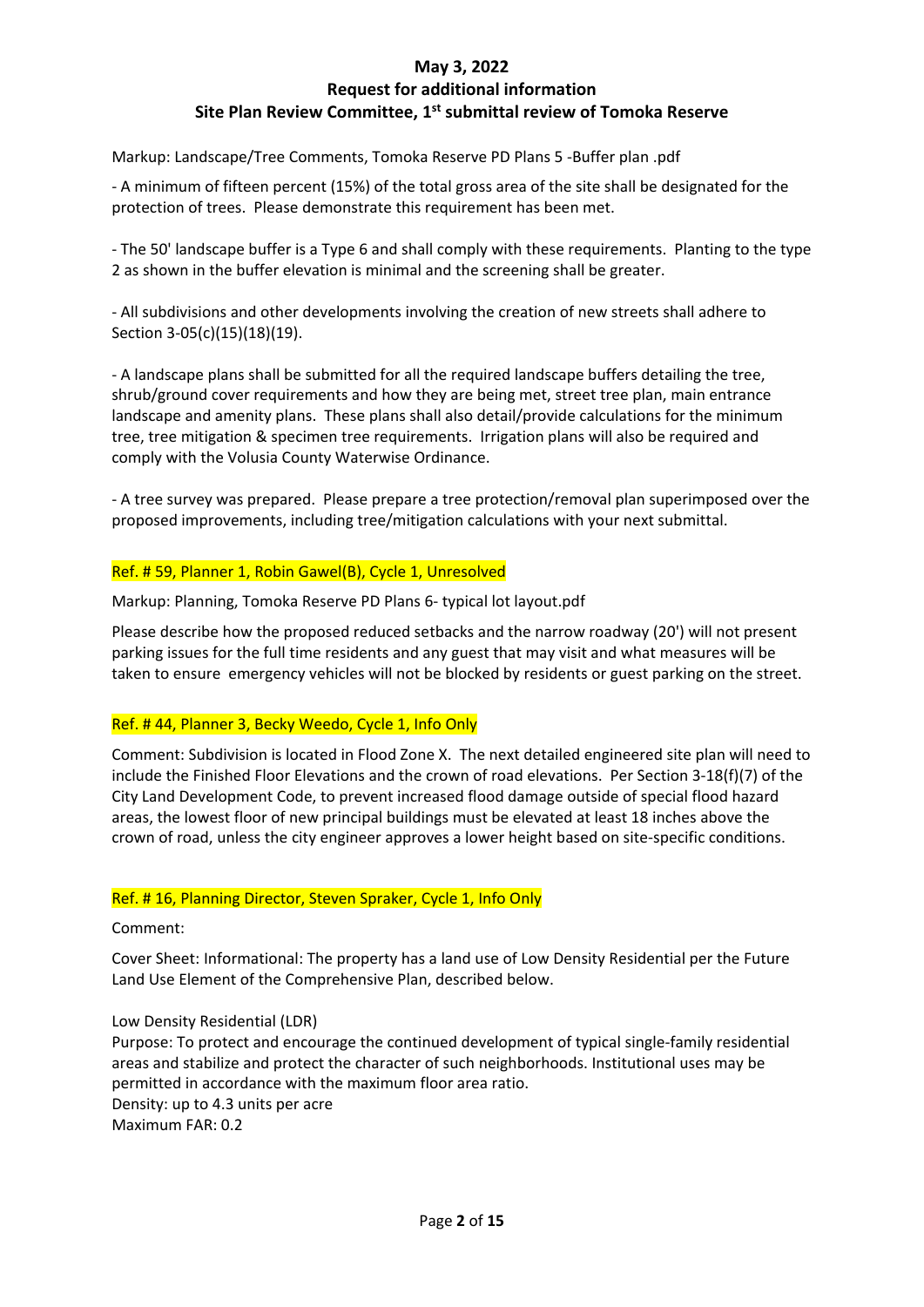**May 3, 2022**
**Request for additional information**
**Site Plan Review Committee, 1st submittal review of Tomoka Reserve**

Markup: Landscape/Tree Comments, Tomoka Reserve PD Plans 5 -Buffer plan .pdf

- A minimum of fifteen percent (15%) of the total gross area of the site shall be designated for the protection of trees. Please demonstrate this requirement has been met.

- The 50' landscape buffer is a Type 6 and shall comply with these requirements. Planting to the type 2 as shown in the buffer elevation is minimal and the screening shall be greater.

- All subdivisions and other developments involving the creation of new streets shall adhere to Section 3-05(c)(15)(18)(19).

- A landscape plans shall be submitted for all the required landscape buffers detailing the tree, shrub/ground cover requirements and how they are being met, street tree plan, main entrance landscape and amenity plans. These plans shall also detail/provide calculations for the minimum tree, tree mitigation & specimen tree requirements. Irrigation plans will also be required and comply with the Volusia County Waterwise Ordinance.

- A tree survey was prepared. Please prepare a tree protection/removal plan superimposed over the proposed improvements, including tree/mitigation calculations with your next submittal.

Ref. # 59, Planner 1, Robin Gawel(B), Cycle 1, Unresolved

Markup: Planning, Tomoka Reserve PD Plans 6- typical lot layout.pdf

Please describe how the proposed reduced setbacks and the narrow roadway (20') will not present parking issues for the full time residents and any guest that may visit and what measures will be taken to ensure emergency vehicles will not be blocked by residents or guest parking on the street.

Ref. # 44, Planner 3, Becky Weedo, Cycle 1, Info Only

Comment: Subdivision is located in Flood Zone X. The next detailed engineered site plan will need to include the Finished Floor Elevations and the crown of road elevations. Per Section 3-18(f)(7) of the City Land Development Code, to prevent increased flood damage outside of special flood hazard areas, the lowest floor of new principal buildings must be elevated at least 18 inches above the crown of road, unless the city engineer approves a lower height based on site-specific conditions.

Ref. # 16, Planning Director, Steven Spraker, Cycle 1, Info Only

Comment:

Cover Sheet: Informational: The property has a land use of Low Density Residential per the Future Land Use Element of the Comprehensive Plan, described below.

Low Density Residential (LDR)
Purpose: To protect and encourage the continued development of typical single-family residential areas and stabilize and protect the character of such neighborhoods. Institutional uses may be permitted in accordance with the maximum floor area ratio.
Density: up to 4.3 units per acre
Maximum FAR: 0.2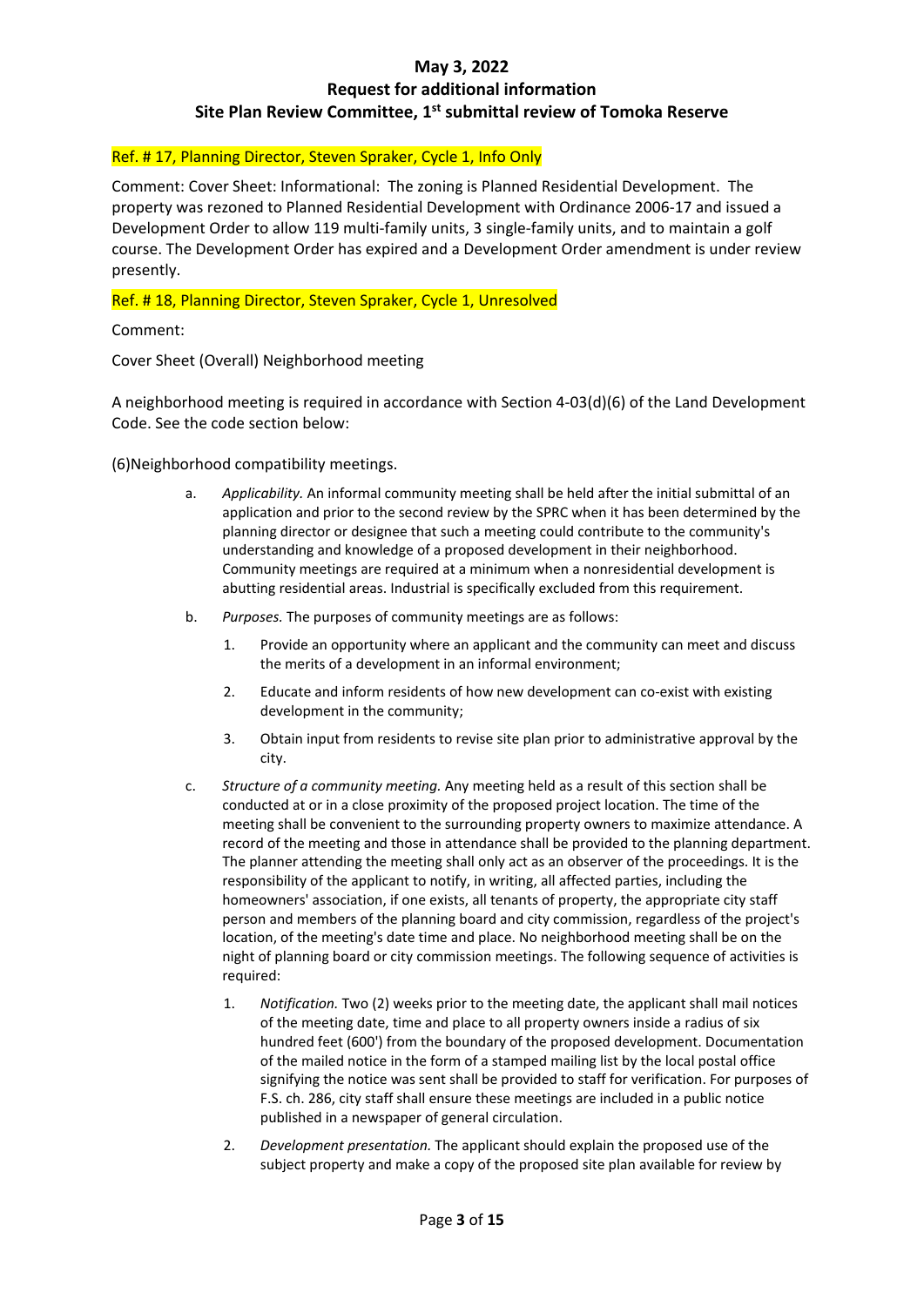# May 3, 2022
## Request for additional information
## Site Plan Review Committee, 1st submittal review of Tomoka Reserve

Ref. # 17, Planning Director, Steven Spraker, Cycle 1, Info Only

Comment: Cover Sheet: Informational: The zoning is Planned Residential Development. The property was rezoned to Planned Residential Development with Ordinance 2006-17 and issued a Development Order to allow 119 multi-family units, 3 single-family units, and to maintain a golf course. The Development Order has expired and a Development Order amendment is under review presently.

Ref. # 18, Planning Director, Steven Spraker, Cycle 1, Unresolved

Comment:

Cover Sheet (Overall) Neighborhood meeting

A neighborhood meeting is required in accordance with Section 4-03(d)(6) of the Land Development Code. See the code section below:

(6)Neighborhood compatibility meetings.

a. *Applicability.* An informal community meeting shall be held after the initial submittal of an application and prior to the second review by the SPRC when it has been determined by the planning director or designee that such a meeting could contribute to the community's understanding and knowledge of a proposed development in their neighborhood. Community meetings are required at a minimum when a nonresidential development is abutting residential areas. Industrial is specifically excluded from this requirement.

b. *Purposes.* The purposes of community meetings are as follows:

   1. Provide an opportunity where an applicant and the community can meet and discuss the merits of a development in an informal environment;

   2. Educate and inform residents of how new development can co-exist with existing development in the community;

   3. Obtain input from residents to revise site plan prior to administrative approval by the city.

c. *Structure of a community meeting.* Any meeting held as a result of this section shall be conducted at or in a close proximity of the proposed project location. The time of the meeting shall be convenient to the surrounding property owners to maximize attendance. A record of the meeting and those in attendance shall be provided to the planning department. The planner attending the meeting shall only act as an observer of the proceedings. It is the responsibility of the applicant to notify, in writing, all affected parties, including the homeowners' association, if one exists, all tenants of property, the appropriate city staff person and members of the planning board and city commission, regardless of the project's location, of the meeting's date time and place. No neighborhood meeting shall be on the night of planning board or city commission meetings. The following sequence of activities is required:

   1. *Notification.* Two (2) weeks prior to the meeting date, the applicant shall mail notices of the meeting date, time and place to all property owners inside a radius of six hundred feet (600') from the boundary of the proposed development. Documentation of the mailed notice in the form of a stamped mailing list by the local postal office signifying the notice was sent shall be provided to staff for verification. For purposes of F.S. ch. 286, city staff shall ensure these meetings are included in a public notice published in a newspaper of general circulation.

   2. *Development presentation.* The applicant should explain the proposed use of the subject property and make a copy of the proposed site plan available for review by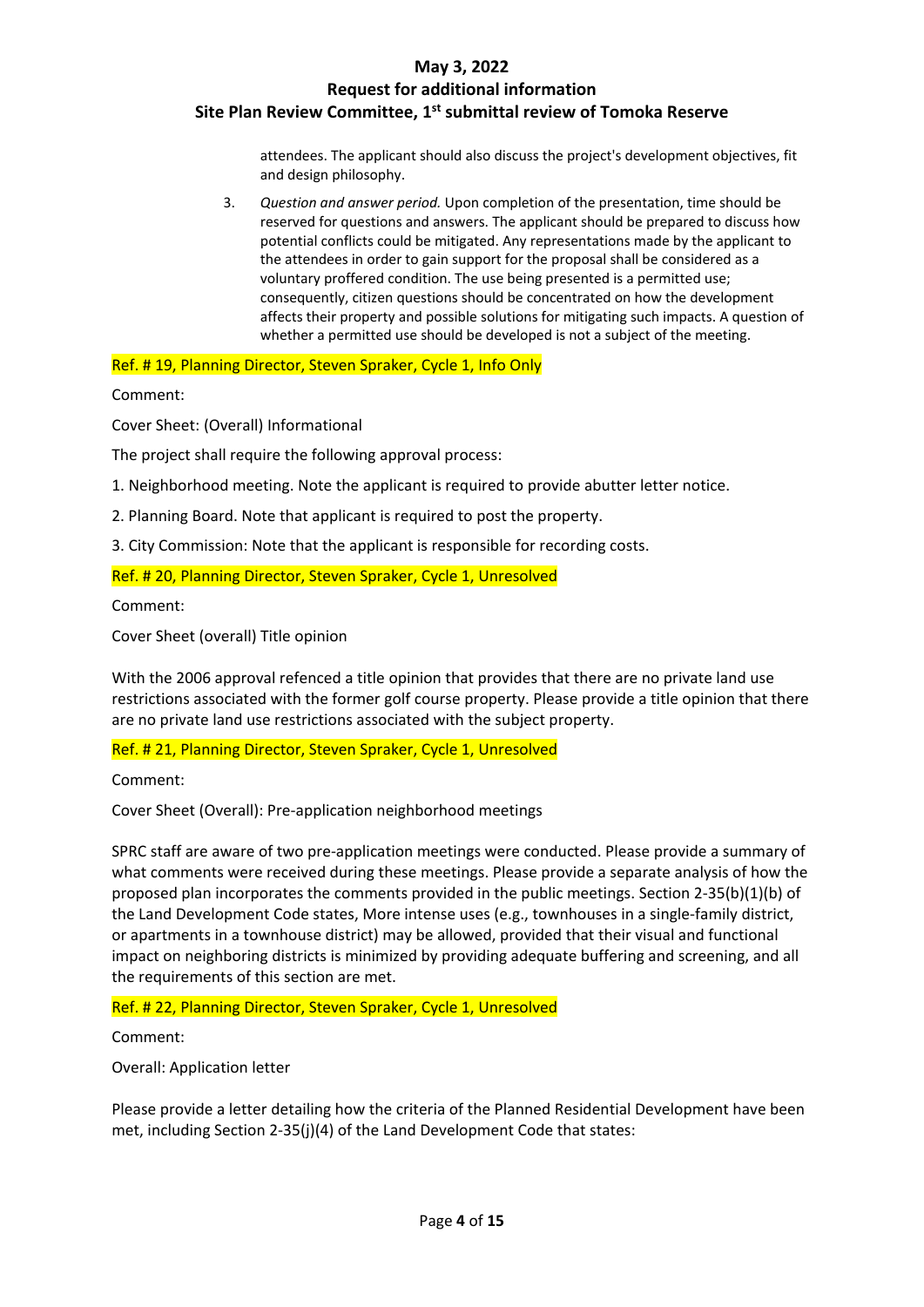attendees. The applicant should also discuss the project's development objectives, fit and design philosophy.

3. *Question and answer period.* Upon completion of the presentation, time should be reserved for questions and answers. The applicant should be prepared to discuss how potential conflicts could be mitigated. Any representations made by the applicant to the attendees in order to gain support for the proposal shall be considered as a voluntary proffered condition. The use being presented is a permitted use; consequently, citizen questions should be concentrated on how the development affects their property and possible solutions for mitigating such impacts. A question of whether a permitted use should be developed is not a subject of the meeting.

Ref. # 19, Planning Director, Steven Spraker, Cycle 1, Info Only

Comment:

Cover Sheet: (Overall) Informational

The project shall require the following approval process:

1. Neighborhood meeting. Note the applicant is required to provide abutter letter notice.
2. Planning Board. Note that applicant is required to post the property.
3. City Commission: Note that the applicant is responsible for recording costs.

Ref. # 20, Planning Director, Steven Spraker, Cycle 1, Unresolved

Comment:

Cover Sheet (overall) Title opinion

With the 2006 approval refenced a title opinion that provides that there are no private land use restrictions associated with the former golf course property. Please provide a title opinion that there are no private land use restrictions associated with the subject property.

Ref. # 21, Planning Director, Steven Spraker, Cycle 1, Unresolved

Comment:

Cover Sheet (Overall): Pre-application neighborhood meetings

SPRC staff are aware of two pre-application meetings were conducted. Please provide a summary of what comments were received during these meetings. Please provide a separate analysis of how the proposed plan incorporates the comments provided in the public meetings. Section 2-35(b)(1)(b) of the Land Development Code states, More intense uses (e.g., townhouses in a single-family district, or apartments in a townhouse district) may be allowed, provided that their visual and functional impact on neighboring districts is minimized by providing adequate buffering and screening, and all the requirements of this section are met.

Ref. # 22, Planning Director, Steven Spraker, Cycle 1, Unresolved

Comment:

Overall: Application letter

Please provide a letter detailing how the criteria of the Planned Residential Development have been met, including Section 2-35(j)(4) of the Land Development Code that states: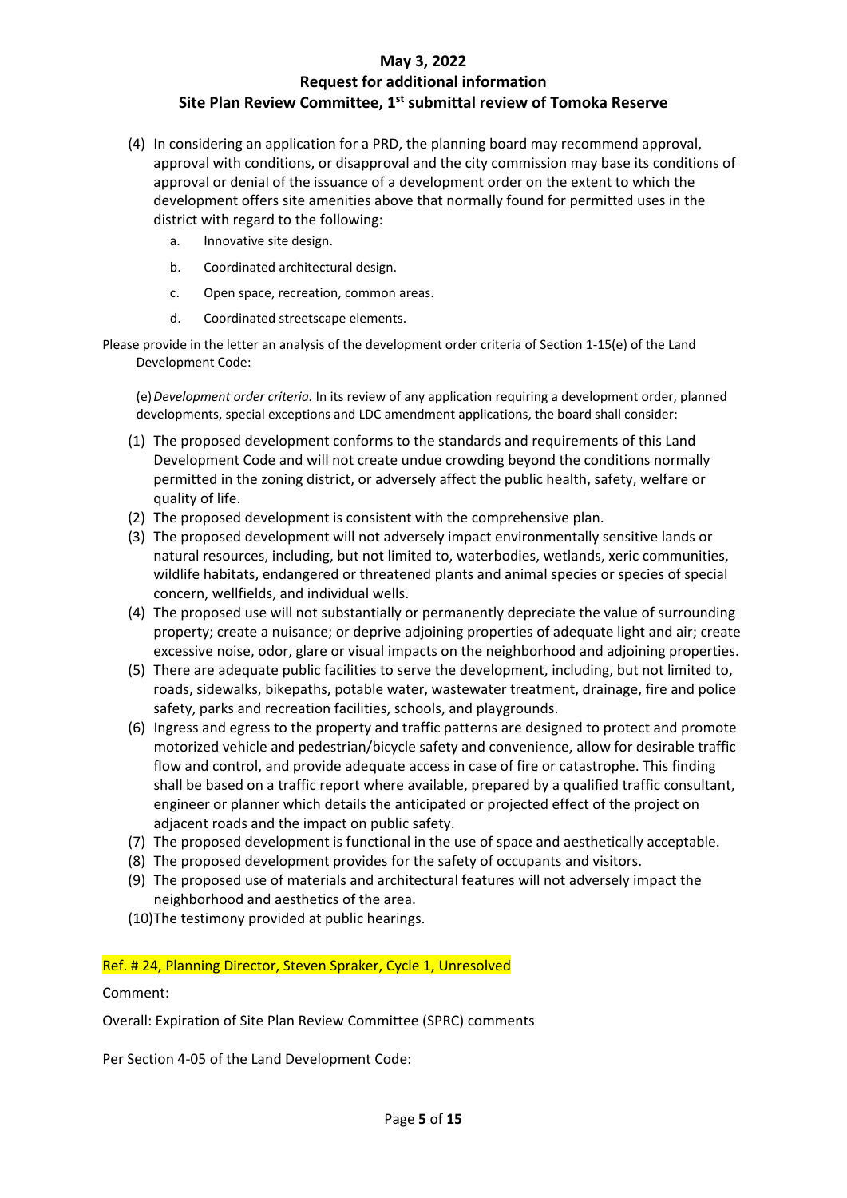(4) In considering an application for a PRD, the planning board may recommend approval, approval with conditions, or disapproval and the city commission may base its conditions of approval or denial of the issuance of a development order on the extent to which the development offers site amenities above that normally found for permitted uses in the district with regard to the following:

a. Innovative site design.

b. Coordinated architectural design.

c. Open space, recreation, common areas.

d. Coordinated streetscape elements.

Please provide in the letter an analysis of the development order criteria of Section 1-15(e) of the Land Development Code:

(e) *Development order criteria.* In its review of any application requiring a development order, planned developments, special exceptions and LDC amendment applications, the board shall consider:

(1) The proposed development conforms to the standards and requirements of this Land Development Code and will not create undue crowding beyond the conditions normally permitted in the zoning district, or adversely affect the public health, safety, welfare or quality of life.
(2) The proposed development is consistent with the comprehensive plan.
(3) The proposed development will not adversely impact environmentally sensitive lands or natural resources, including, but not limited to, waterbodies, wetlands, xeric communities, wildlife habitats, endangered or threatened plants and animal species or species of special concern, wellfields, and individual wells.
(4) The proposed use will not substantially or permanently depreciate the value of surrounding property; create a nuisance; or deprive adjoining properties of adequate light and air; create excessive noise, odor, glare or visual impacts on the neighborhood and adjoining properties.
(5) There are adequate public facilities to serve the development, including, but not limited to, roads, sidewalks, bikepaths, potable water, wastewater treatment, drainage, fire and police safety, parks and recreation facilities, schools, and playgrounds.
(6) Ingress and egress to the property and traffic patterns are designed to protect and promote motorized vehicle and pedestrian/bicycle safety and convenience, allow for desirable traffic flow and control, and provide adequate access in case of fire or catastrophe. This finding shall be based on a traffic report where available, prepared by a qualified traffic consultant, engineer or planner which details the anticipated or projected effect of the project on adjacent roads and the impact on public safety.
(7) The proposed development is functional in the use of space and aesthetically acceptable.
(8) The proposed development provides for the safety of occupants and visitors.
(9) The proposed use of materials and architectural features will not adversely impact the neighborhood and aesthetics of the area.
(10) The testimony provided at public hearings.

Ref. # 24, Planning Director, Steven Spraker, Cycle 1, Unresolved

Comment:

Overall: Expiration of Site Plan Review Committee (SPRC) comments

Per Section 4-05 of the Land Development Code: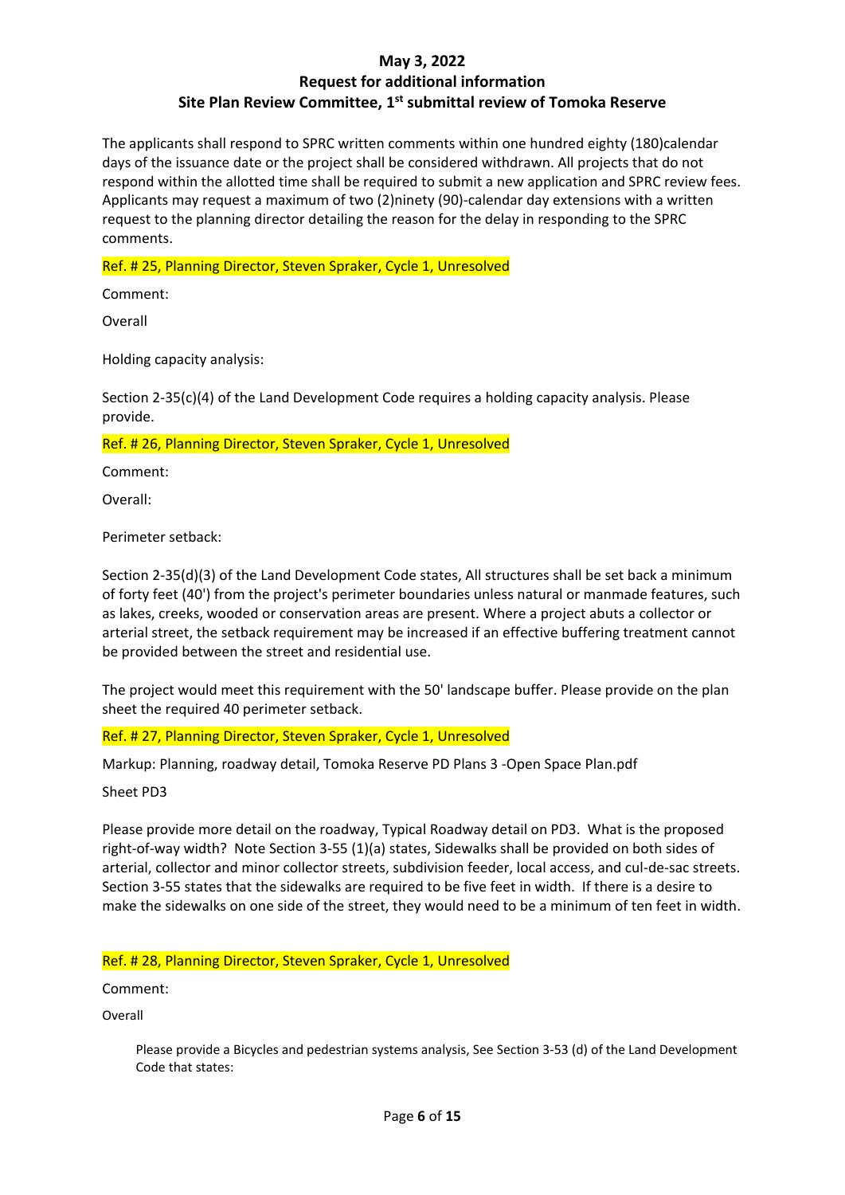**May 3, 2022**
**Request for additional information**
**Site Plan Review Committee, 1st submittal review of Tomoka Reserve**

The applicants shall respond to SPRC written comments within one hundred eighty (180)calendar days of the issuance date or the project shall be considered withdrawn. All projects that do not respond within the allotted time shall be required to submit a new application and SPRC review fees. Applicants may request a maximum of two (2)ninety (90)-calendar day extensions with a written request to the planning director detailing the reason for the delay in responding to the SPRC comments.

Ref. # 25, Planning Director, Steven Spraker, Cycle 1, Unresolved

Comment:

Overall

Holding capacity analysis:

Section 2-35(c)(4) of the Land Development Code requires a holding capacity analysis. Please provide.

Ref. # 26, Planning Director, Steven Spraker, Cycle 1, Unresolved

Comment:

Overall:

Perimeter setback:

Section 2-35(d)(3) of the Land Development Code states, All structures shall be set back a minimum of forty feet (40') from the project's perimeter boundaries unless natural or manmade features, such as lakes, creeks, wooded or conservation areas are present. Where a project abuts a collector or arterial street, the setback requirement may be increased if an effective buffering treatment cannot be provided between the street and residential use.

The project would meet this requirement with the 50' landscape buffer. Please provide on the plan sheet the required 40 perimeter setback.

Ref. # 27, Planning Director, Steven Spraker, Cycle 1, Unresolved

Markup: Planning, roadway detail, Tomoka Reserve PD Plans 3 -Open Space Plan.pdf

Sheet PD3

Please provide more detail on the roadway, Typical Roadway detail on PD3. What is the proposed right-of-way width? Note Section 3-55 (1)(a) states, Sidewalks shall be provided on both sides of arterial, collector and minor collector streets, subdivision feeder, local access, and cul-de-sac streets. Section 3-55 states that the sidewalks are required to be five feet in width. If there is a desire to make the sidewalks on one side of the street, they would need to be a minimum of ten feet in width.

Ref. # 28, Planning Director, Steven Spraker, Cycle 1, Unresolved

Comment:

Overall

Please provide a Bicycles and pedestrian systems analysis, See Section 3-53 (d) of the Land Development Code that states: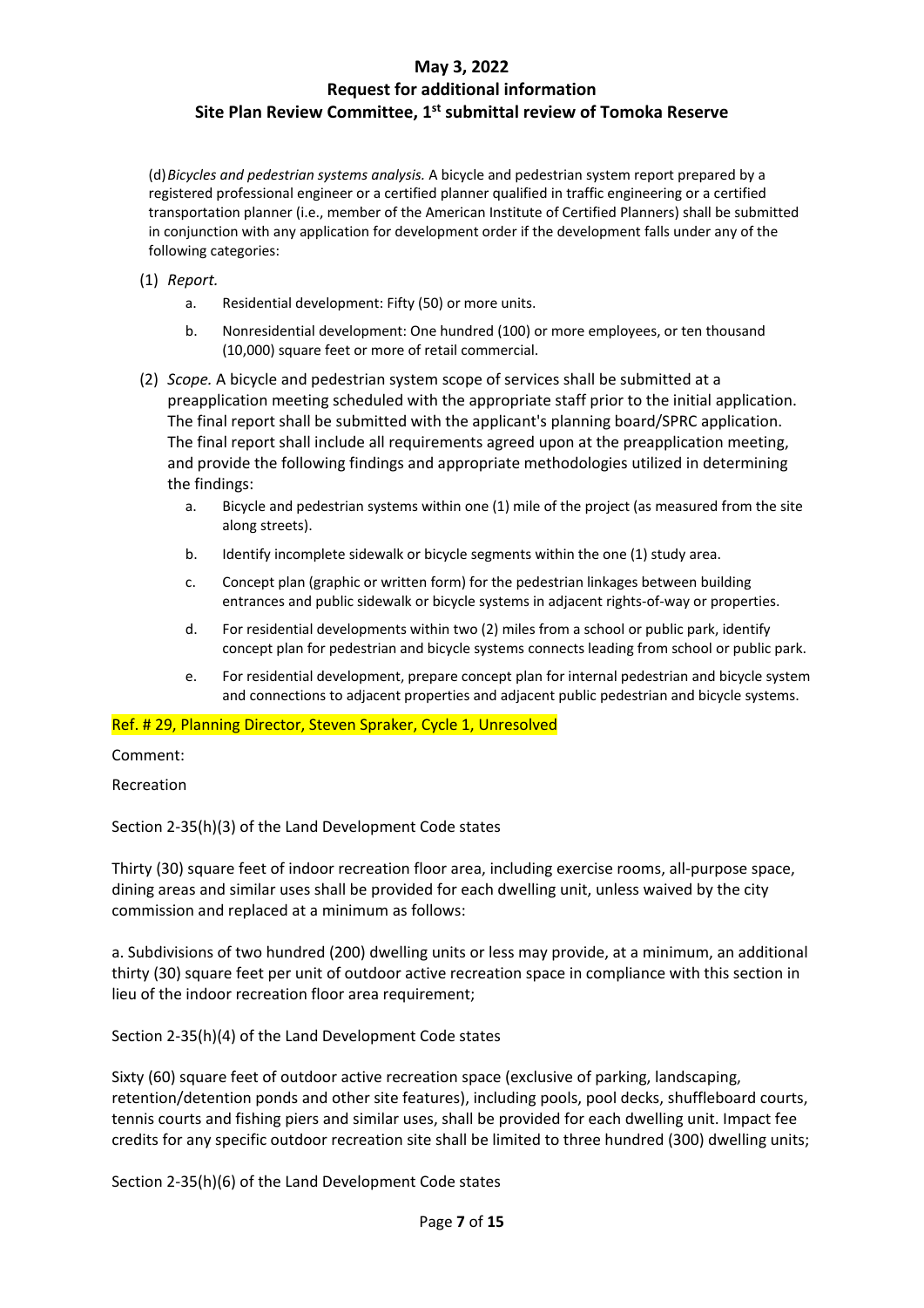(d) *Bicycles and pedestrian systems analysis.* A bicycle and pedestrian system report prepared by a registered professional engineer or a certified planner qualified in traffic engineering or a certified transportation planner (i.e., member of the American Institute of Certified Planners) shall be submitted in conjunction with any application for development order if the development falls under any of the following categories:

(1) *Report.*

a. Residential development: Fifty (50) or more units.

b. Nonresidential development: One hundred (100) or more employees, or ten thousand (10,000) square feet or more of retail commercial.

(2) *Scope.* A bicycle and pedestrian system scope of services shall be submitted at a preapplication meeting scheduled with the appropriate staff prior to the initial application. The final report shall be submitted with the applicant's planning board/SPRC application. The final report shall include all requirements agreed upon at the preapplication meeting, and provide the following findings and appropriate methodologies utilized in determining the findings:

a. Bicycle and pedestrian systems within one (1) mile of the project (as measured from the site along streets).

b. Identify incomplete sidewalk or bicycle segments within the one (1) study area.

c. Concept plan (graphic or written form) for the pedestrian linkages between building entrances and public sidewalk or bicycle systems in adjacent rights-of-way or properties.

d. For residential developments within two (2) miles from a school or public park, identify concept plan for pedestrian and bicycle systems connects leading from school or public park.

e. For residential development, prepare concept plan for internal pedestrian and bicycle system and connections to adjacent properties and adjacent public pedestrian and bicycle systems.

Ref. # 29, Planning Director, Steven Spraker, Cycle 1, Unresolved

Comment:

Recreation

Section 2-35(h)(3) of the Land Development Code states

Thirty (30) square feet of indoor recreation floor area, including exercise rooms, all-purpose space, dining areas and similar uses shall be provided for each dwelling unit, unless waived by the city commission and replaced at a minimum as follows:

a. Subdivisions of two hundred (200) dwelling units or less may provide, at a minimum, an additional thirty (30) square feet per unit of outdoor active recreation space in compliance with this section in lieu of the indoor recreation floor area requirement;

Section 2-35(h)(4) of the Land Development Code states

Sixty (60) square feet of outdoor active recreation space (exclusive of parking, landscaping, retention/detention ponds and other site features), including pools, pool decks, shuffleboard courts, tennis courts and fishing piers and similar uses, shall be provided for each dwelling unit. Impact fee credits for any specific outdoor recreation site shall be limited to three hundred (300) dwelling units;

Section 2-35(h)(6) of the Land Development Code states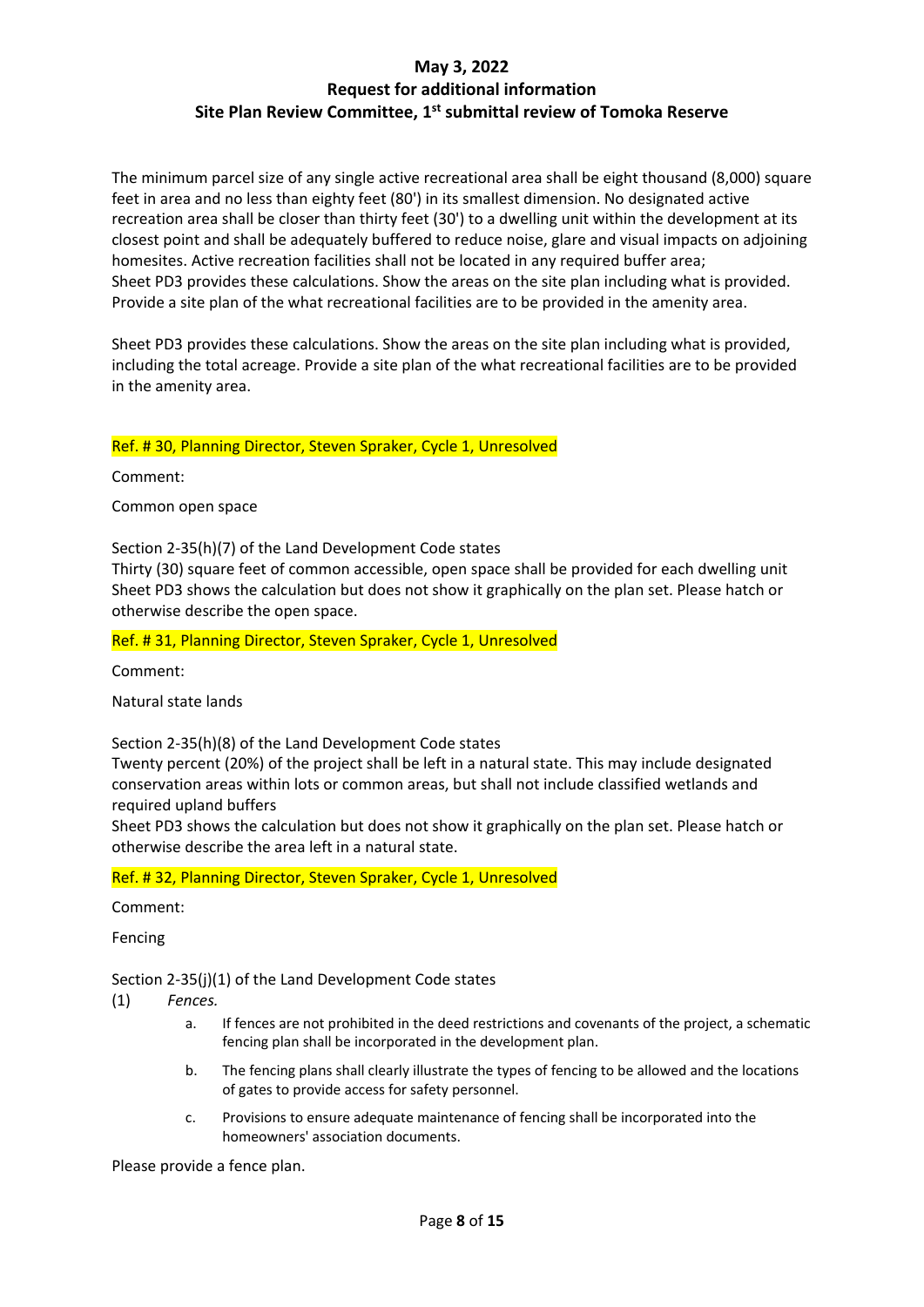The minimum parcel size of any single active recreational area shall be eight thousand (8,000) square feet in area and no less than eighty feet (80') in its smallest dimension. No designated active recreation area shall be closer than thirty feet (30') to a dwelling unit within the development at its closest point and shall be adequately buffered to reduce noise, glare and visual impacts on adjoining homesites. Active recreation facilities shall not be located in any required buffer area;
Sheet PD3 provides these calculations. Show the areas on the site plan including what is provided. Provide a site plan of the what recreational facilities are to be provided in the amenity area.

Sheet PD3 provides these calculations. Show the areas on the site plan including what is provided, including the total acreage. Provide a site plan of the what recreational facilities are to be provided in the amenity area.

Ref. # 30, Planning Director, Steven Spraker, Cycle 1, Unresolved

Comment:

Common open space

Section 2-35(h)(7) of the Land Development Code states
Thirty (30) square feet of common accessible, open space shall be provided for each dwelling unit
Sheet PD3 shows the calculation but does not show it graphically on the plan set. Please hatch or otherwise describe the open space.

Ref. # 31, Planning Director, Steven Spraker, Cycle 1, Unresolved

Comment:

Natural state lands

Section 2-35(h)(8) of the Land Development Code states
Twenty percent (20%) of the project shall be left in a natural state. This may include designated conservation areas within lots or common areas, but shall not include classified wetlands and required upland buffers
Sheet PD3 shows the calculation but does not show it graphically on the plan set. Please hatch or otherwise describe the area left in a natural state.

Ref. # 32, Planning Director, Steven Spraker, Cycle 1, Unresolved

Comment:

Fencing

Section 2-35(j)(1) of the Land Development Code states

(1) *Fences.*

a. If fences are not prohibited in the deed restrictions and covenants of the project, a schematic fencing plan shall be incorporated in the development plan.

b. The fencing plans shall clearly illustrate the types of fencing to be allowed and the locations of gates to provide access for safety personnel.

c. Provisions to ensure adequate maintenance of fencing shall be incorporated into the homeowners' association documents.

Please provide a fence plan.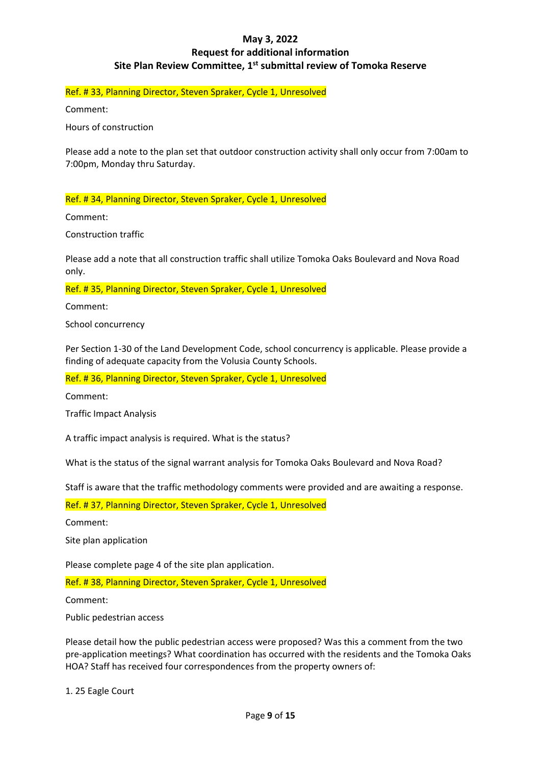**May 3, 2022**
**Request for additional information**
**Site Plan Review Committee, 1st submittal review of Tomoka Reserve**

Ref. # 33, Planning Director, Steven Spraker, Cycle 1, Unresolved

Comment:

Hours of construction

Please add a note to the plan set that outdoor construction activity shall only occur from 7:00am to 7:00pm, Monday thru Saturday.

Ref. # 34, Planning Director, Steven Spraker, Cycle 1, Unresolved

Comment:

Construction traffic

Please add a note that all construction traffic shall utilize Tomoka Oaks Boulevard and Nova Road only.

Ref. # 35, Planning Director, Steven Spraker, Cycle 1, Unresolved

Comment:

School concurrency

Per Section 1-30 of the Land Development Code, school concurrency is applicable. Please provide a finding of adequate capacity from the Volusia County Schools.

Ref. # 36, Planning Director, Steven Spraker, Cycle 1, Unresolved

Comment:

Traffic Impact Analysis

A traffic impact analysis is required. What is the status?

What is the status of the signal warrant analysis for Tomoka Oaks Boulevard and Nova Road?

Staff is aware that the traffic methodology comments were provided and are awaiting a response.

Ref. # 37, Planning Director, Steven Spraker, Cycle 1, Unresolved

Comment:

Site plan application

Please complete page 4 of the site plan application.

Ref. # 38, Planning Director, Steven Spraker, Cycle 1, Unresolved

Comment:

Public pedestrian access

Please detail how the public pedestrian access were proposed? Was this a comment from the two pre-application meetings? What coordination has occurred with the residents and the Tomoka Oaks HOA? Staff has received four correspondences from the property owners of:

1. 25 Eagle Court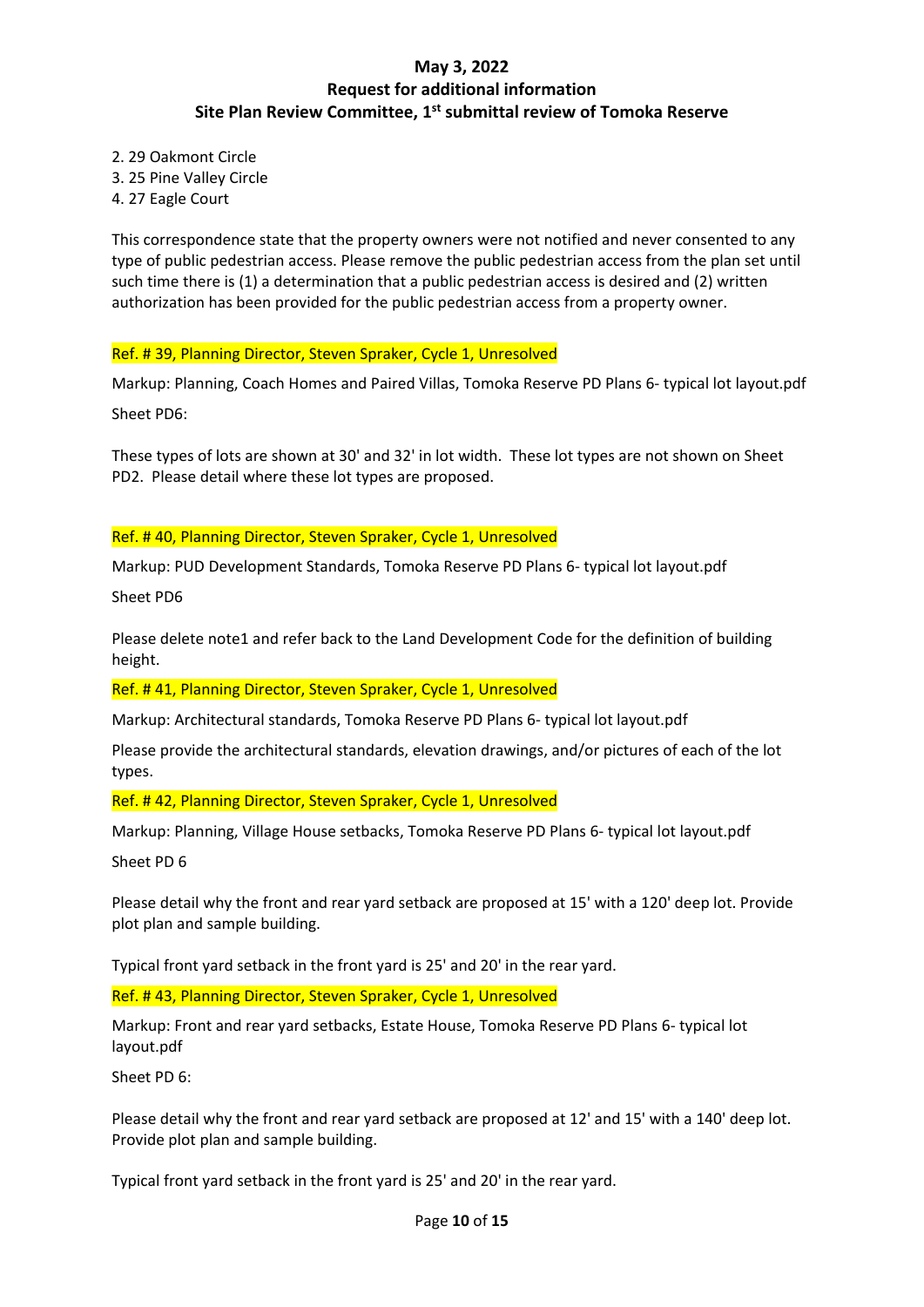2. 29 Oakmont Circle
3. 25 Pine Valley Circle
4. 27 Eagle Court

This correspondence state that the property owners were not notified and never consented to any type of public pedestrian access. Please remove the public pedestrian access from the plan set until such time there is (1) a determination that a public pedestrian access is desired and (2) written authorization has been provided for the public pedestrian access from a property owner.

Ref. # 39, Planning Director, Steven Spraker, Cycle 1, Unresolved

Markup: Planning, Coach Homes and Paired Villas, Tomoka Reserve PD Plans 6- typical lot layout.pdf

Sheet PD6:

These types of lots are shown at 30' and 32' in lot width. These lot types are not shown on Sheet PD2. Please detail where these lot types are proposed.

Ref. # 40, Planning Director, Steven Spraker, Cycle 1, Unresolved

Markup: PUD Development Standards, Tomoka Reserve PD Plans 6- typical lot layout.pdf

Sheet PD6

Please delete note1 and refer back to the Land Development Code for the definition of building height.

Ref. # 41, Planning Director, Steven Spraker, Cycle 1, Unresolved

Markup: Architectural standards, Tomoka Reserve PD Plans 6- typical lot layout.pdf

Please provide the architectural standards, elevation drawings, and/or pictures of each of the lot types.

Ref. # 42, Planning Director, Steven Spraker, Cycle 1, Unresolved

Markup: Planning, Village House setbacks, Tomoka Reserve PD Plans 6- typical lot layout.pdf

Sheet PD 6

Please detail why the front and rear yard setback are proposed at 15' with a 120' deep lot. Provide plot plan and sample building.

Typical front yard setback in the front yard is 25' and 20' in the rear yard.

Ref. # 43, Planning Director, Steven Spraker, Cycle 1, Unresolved

Markup: Front and rear yard setbacks, Estate House, Tomoka Reserve PD Plans 6- typical lot layout.pdf

Sheet PD 6:

Please detail why the front and rear yard setback are proposed at 12' and 15' with a 140' deep lot. Provide plot plan and sample building.

Typical front yard setback in the front yard is 25' and 20' in the rear yard.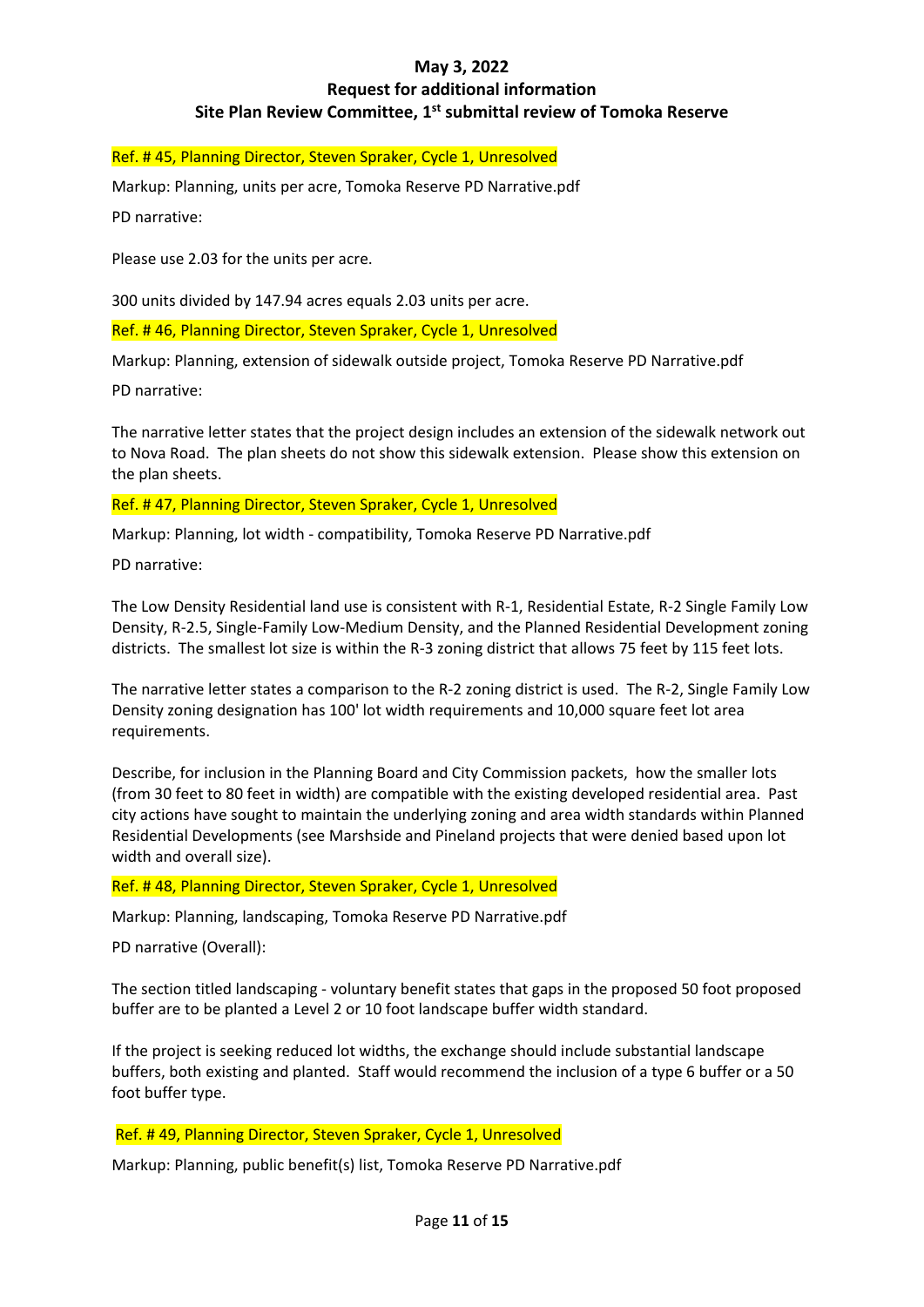**May 3, 2022**
**Request for additional information**
**Site Plan Review Committee, 1st submittal review of Tomoka Reserve**

Ref. # 45, Planning Director, Steven Spraker, Cycle 1, Unresolved

Markup: Planning, units per acre, Tomoka Reserve PD Narrative.pdf

PD narrative:

Please use 2.03 for the units per acre.

300 units divided by 147.94 acres equals 2.03 units per acre.

Ref. # 46, Planning Director, Steven Spraker, Cycle 1, Unresolved

Markup: Planning, extension of sidewalk outside project, Tomoka Reserve PD Narrative.pdf

PD narrative:

The narrative letter states that the project design includes an extension of the sidewalk network out to Nova Road. The plan sheets do not show this sidewalk extension. Please show this extension on the plan sheets.

Ref. # 47, Planning Director, Steven Spraker, Cycle 1, Unresolved

Markup: Planning, lot width - compatibility, Tomoka Reserve PD Narrative.pdf

PD narrative:

The Low Density Residential land use is consistent with R-1, Residential Estate, R-2 Single Family Low Density, R-2.5, Single-Family Low-Medium Density, and the Planned Residential Development zoning districts. The smallest lot size is within the R-3 zoning district that allows 75 feet by 115 feet lots.

The narrative letter states a comparison to the R-2 zoning district is used. The R-2, Single Family Low Density zoning designation has 100' lot width requirements and 10,000 square feet lot area requirements.

Describe, for inclusion in the Planning Board and City Commission packets, how the smaller lots (from 30 feet to 80 feet in width) are compatible with the existing developed residential area. Past city actions have sought to maintain the underlying zoning and area width standards within Planned Residential Developments (see Marshside and Pineland projects that were denied based upon lot width and overall size).

Ref. # 48, Planning Director, Steven Spraker, Cycle 1, Unresolved

Markup: Planning, landscaping, Tomoka Reserve PD Narrative.pdf

PD narrative (Overall):

The section titled landscaping - voluntary benefit states that gaps in the proposed 50 foot proposed buffer are to be planted a Level 2 or 10 foot landscape buffer width standard.

If the project is seeking reduced lot widths, the exchange should include substantial landscape buffers, both existing and planted. Staff would recommend the inclusion of a type 6 buffer or a 50 foot buffer type.

Ref. # 49, Planning Director, Steven Spraker, Cycle 1, Unresolved

Markup: Planning, public benefit(s) list, Tomoka Reserve PD Narrative.pdf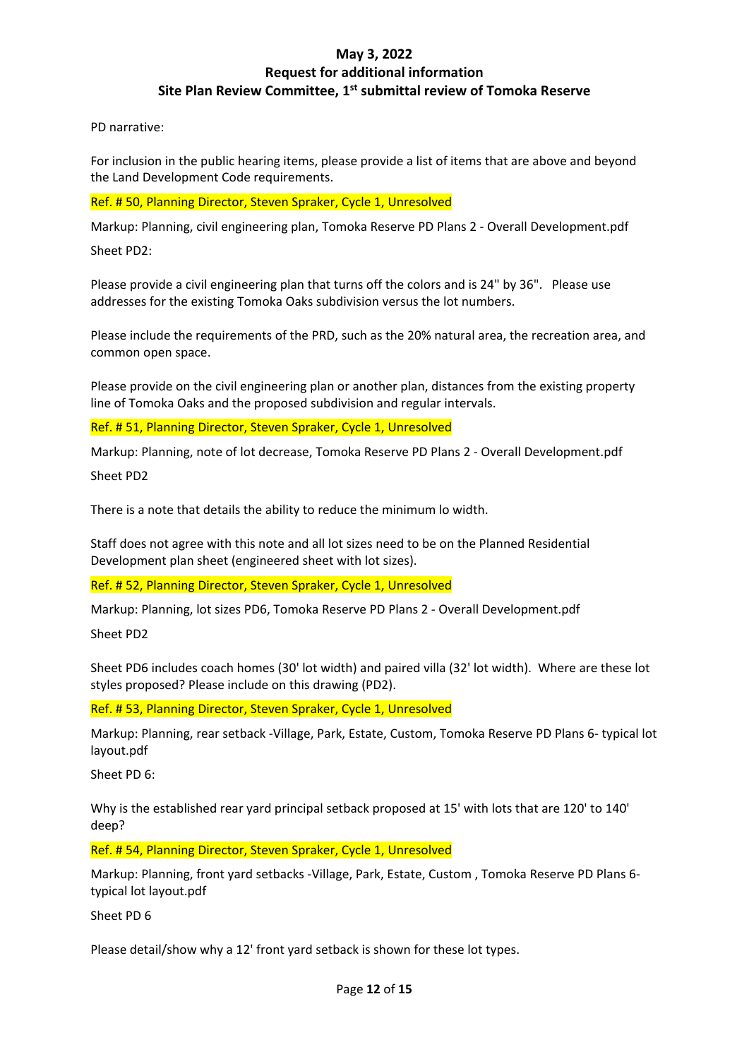**May 3, 2022**
**Request for additional information**
**Site Plan Review Committee, 1st submittal review of Tomoka Reserve**

PD narrative:

For inclusion in the public hearing items, please provide a list of items that are above and beyond the Land Development Code requirements.

Ref. # 50, Planning Director, Steven Spraker, Cycle 1, Unresolved

Markup: Planning, civil engineering plan, Tomoka Reserve PD Plans 2 - Overall Development.pdf

Sheet PD2:

Please provide a civil engineering plan that turns off the colors and is 24" by 36". Please use addresses for the existing Tomoka Oaks subdivision versus the lot numbers.

Please include the requirements of the PRD, such as the 20% natural area, the recreation area, and common open space.

Please provide on the civil engineering plan or another plan, distances from the existing property line of Tomoka Oaks and the proposed subdivision and regular intervals.

Ref. # 51, Planning Director, Steven Spraker, Cycle 1, Unresolved

Markup: Planning, note of lot decrease, Tomoka Reserve PD Plans 2 - Overall Development.pdf

Sheet PD2

There is a note that details the ability to reduce the minimum lo width.

Staff does not agree with this note and all lot sizes need to be on the Planned Residential Development plan sheet (engineered sheet with lot sizes).

Ref. # 52, Planning Director, Steven Spraker, Cycle 1, Unresolved

Markup: Planning, lot sizes PD6, Tomoka Reserve PD Plans 2 - Overall Development.pdf

Sheet PD2

Sheet PD6 includes coach homes (30' lot width) and paired villa (32' lot width). Where are these lot styles proposed? Please include on this drawing (PD2).

Ref. # 53, Planning Director, Steven Spraker, Cycle 1, Unresolved

Markup: Planning, rear setback -Village, Park, Estate, Custom, Tomoka Reserve PD Plans 6- typical lot layout.pdf

Sheet PD 6:

Why is the established rear yard principal setback proposed at 15' with lots that are 120' to 140' deep?

Ref. # 54, Planning Director, Steven Spraker, Cycle 1, Unresolved

Markup: Planning, front yard setbacks -Village, Park, Estate, Custom , Tomoka Reserve PD Plans 6- typical lot layout.pdf

Sheet PD 6

Please detail/show why a 12' front yard setback is shown for these lot types.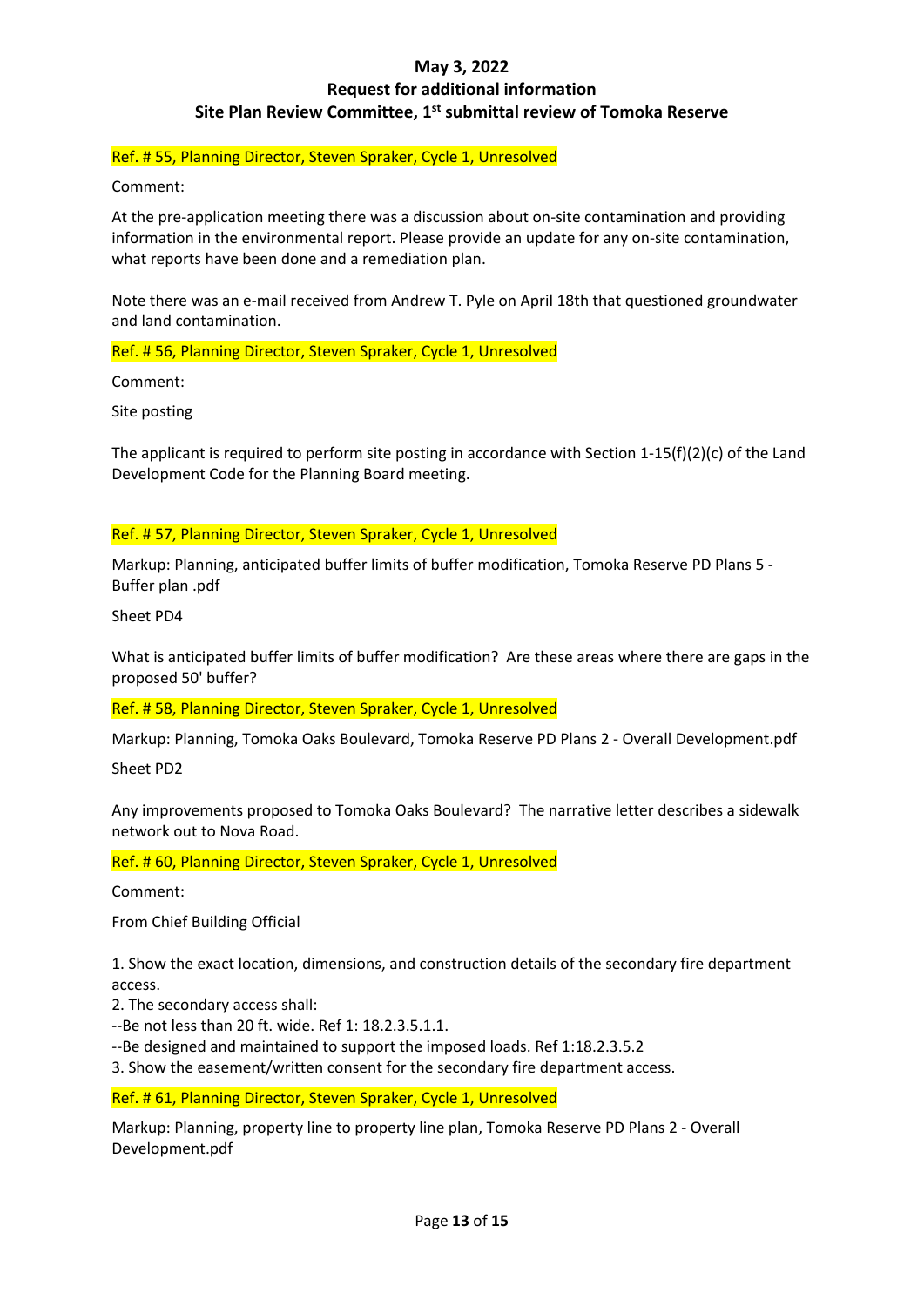# May 3, 2022

## Request for additional information

## Site Plan Review Committee, 1st submittal review of Tomoka Reserve

Ref. # 55, Planning Director, Steven Spraker, Cycle 1, Unresolved

Comment:

At the pre-application meeting there was a discussion about on-site contamination and providing information in the environmental report. Please provide an update for any on-site contamination, what reports have been done and a remediation plan.

Note there was an e-mail received from Andrew T. Pyle on April 18th that questioned groundwater and land contamination.

Ref. # 56, Planning Director, Steven Spraker, Cycle 1, Unresolved

Comment:

Site posting

The applicant is required to perform site posting in accordance with Section 1-15(f)(2)(c) of the Land Development Code for the Planning Board meeting.

Ref. # 57, Planning Director, Steven Spraker, Cycle 1, Unresolved

Markup: Planning, anticipated buffer limits of buffer modification, Tomoka Reserve PD Plans 5 - Buffer plan .pdf

Sheet PD4

What is anticipated buffer limits of buffer modification? Are these areas where there are gaps in the proposed 50' buffer?

Ref. # 58, Planning Director, Steven Spraker, Cycle 1, Unresolved

Markup: Planning, Tomoka Oaks Boulevard, Tomoka Reserve PD Plans 2 - Overall Development.pdf

Sheet PD2

Any improvements proposed to Tomoka Oaks Boulevard? The narrative letter describes a sidewalk network out to Nova Road.

Ref. # 60, Planning Director, Steven Spraker, Cycle 1, Unresolved

Comment:

From Chief Building Official

1. Show the exact location, dimensions, and construction details of the secondary fire department access.
2. The secondary access shall:
--Be not less than 20 ft. wide. Ref 1: 18.2.3.5.1.1.
--Be designed and maintained to support the imposed loads. Ref 1:18.2.3.5.2
3. Show the easement/written consent for the secondary fire department access.

Ref. # 61, Planning Director, Steven Spraker, Cycle 1, Unresolved

Markup: Planning, property line to property line plan, Tomoka Reserve PD Plans 2 - Overall Development.pdf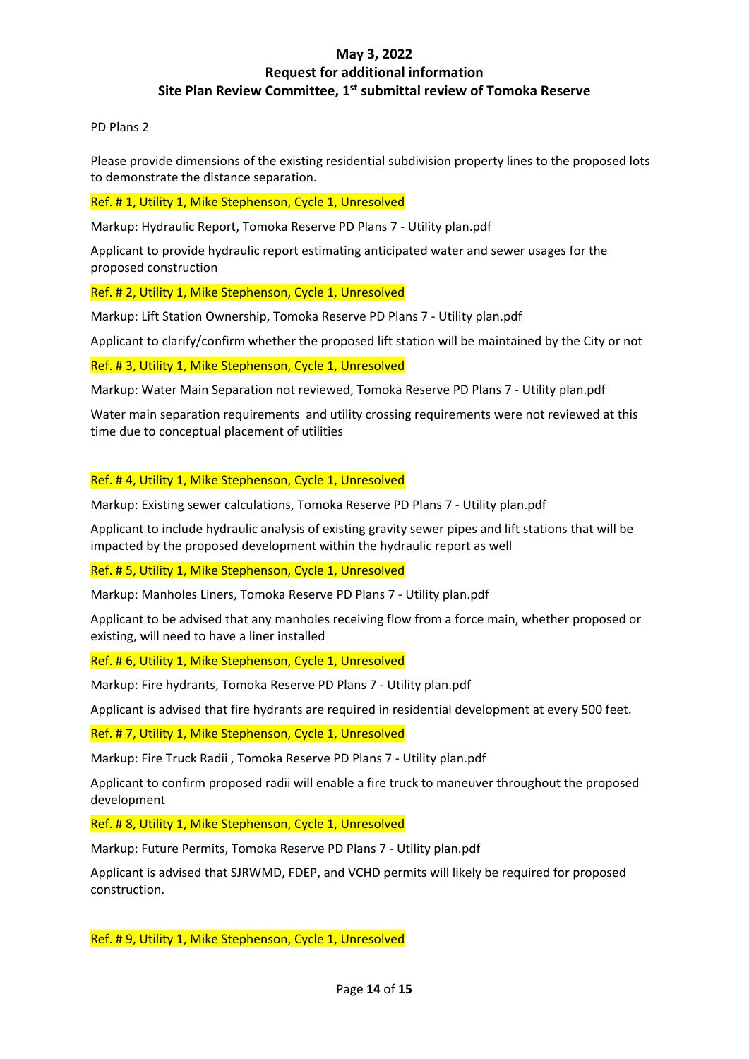**May 3, 2022**
**Request for additional information**
**Site Plan Review Committee, 1st submittal review of Tomoka Reserve**

PD Plans 2

Please provide dimensions of the existing residential subdivision property lines to the proposed lots to demonstrate the distance separation.

Ref. # 1, Utility 1, Mike Stephenson, Cycle 1, Unresolved

Markup: Hydraulic Report, Tomoka Reserve PD Plans 7 - Utility plan.pdf

Applicant to provide hydraulic report estimating anticipated water and sewer usages for the proposed construction

Ref. # 2, Utility 1, Mike Stephenson, Cycle 1, Unresolved

Markup: Lift Station Ownership, Tomoka Reserve PD Plans 7 - Utility plan.pdf

Applicant to clarify/confirm whether the proposed lift station will be maintained by the City or not

Ref. # 3, Utility 1, Mike Stephenson, Cycle 1, Unresolved

Markup: Water Main Separation not reviewed, Tomoka Reserve PD Plans 7 - Utility plan.pdf

Water main separation requirements and utility crossing requirements were not reviewed at this time due to conceptual placement of utilities

Ref. # 4, Utility 1, Mike Stephenson, Cycle 1, Unresolved

Markup: Existing sewer calculations, Tomoka Reserve PD Plans 7 - Utility plan.pdf

Applicant to include hydraulic analysis of existing gravity sewer pipes and lift stations that will be impacted by the proposed development within the hydraulic report as well

Ref. # 5, Utility 1, Mike Stephenson, Cycle 1, Unresolved

Markup: Manholes Liners, Tomoka Reserve PD Plans 7 - Utility plan.pdf

Applicant to be advised that any manholes receiving flow from a force main, whether proposed or existing, will need to have a liner installed

Ref. # 6, Utility 1, Mike Stephenson, Cycle 1, Unresolved

Markup: Fire hydrants, Tomoka Reserve PD Plans 7 - Utility plan.pdf

Applicant is advised that fire hydrants are required in residential development at every 500 feet.

Ref. # 7, Utility 1, Mike Stephenson, Cycle 1, Unresolved

Markup: Fire Truck Radii , Tomoka Reserve PD Plans 7 - Utility plan.pdf

Applicant to confirm proposed radii will enable a fire truck to maneuver throughout the proposed development

Ref. # 8, Utility 1, Mike Stephenson, Cycle 1, Unresolved

Markup: Future Permits, Tomoka Reserve PD Plans 7 - Utility plan.pdf

Applicant is advised that SJRWMD, FDEP, and VCHD permits will likely be required for proposed construction.

Ref. # 9, Utility 1, Mike Stephenson, Cycle 1, Unresolved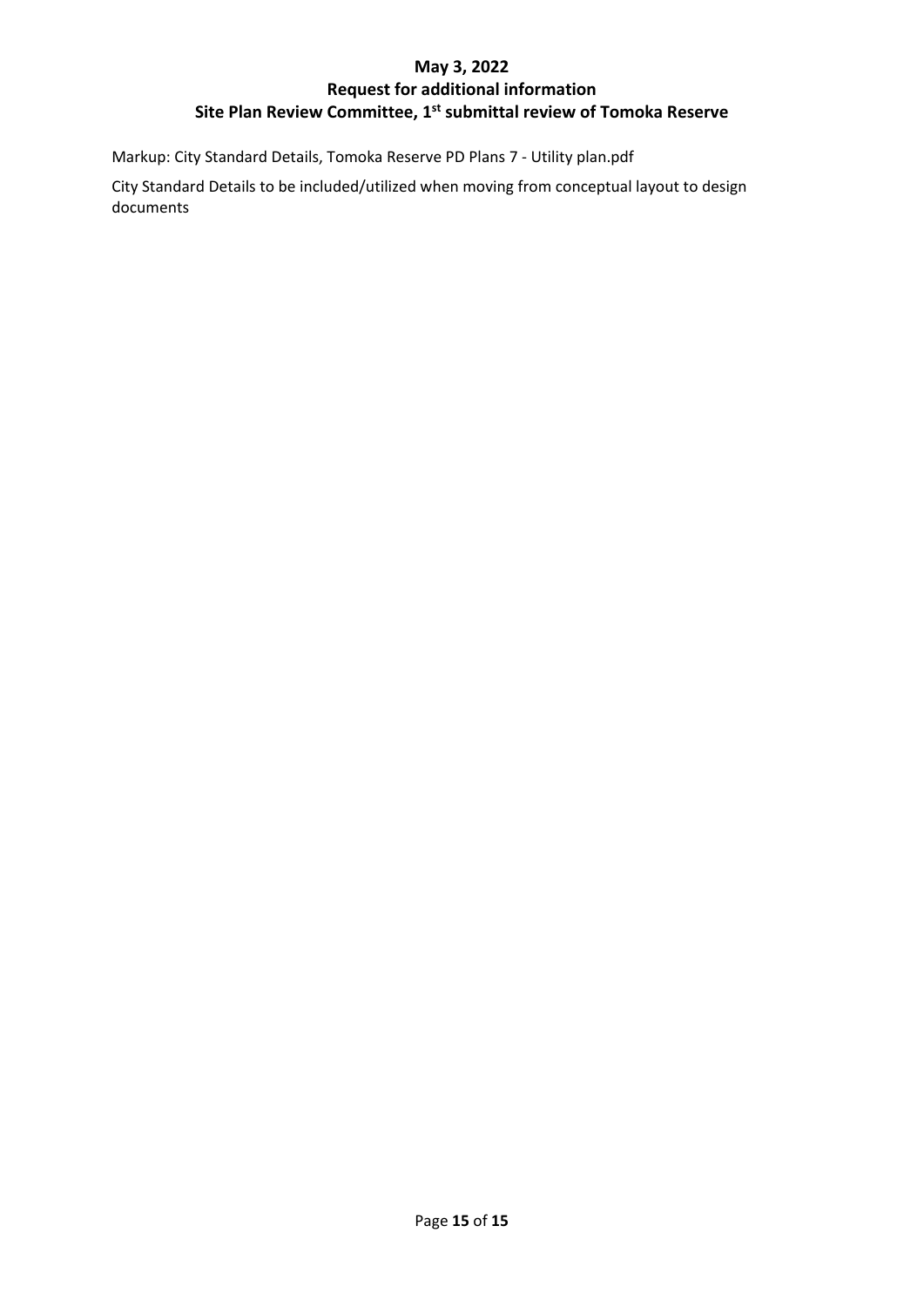Markup: City Standard Details, Tomoka Reserve PD Plans 7 - Utility plan.pdf

City Standard Details to be included/utilized when moving from conceptual layout to design documents